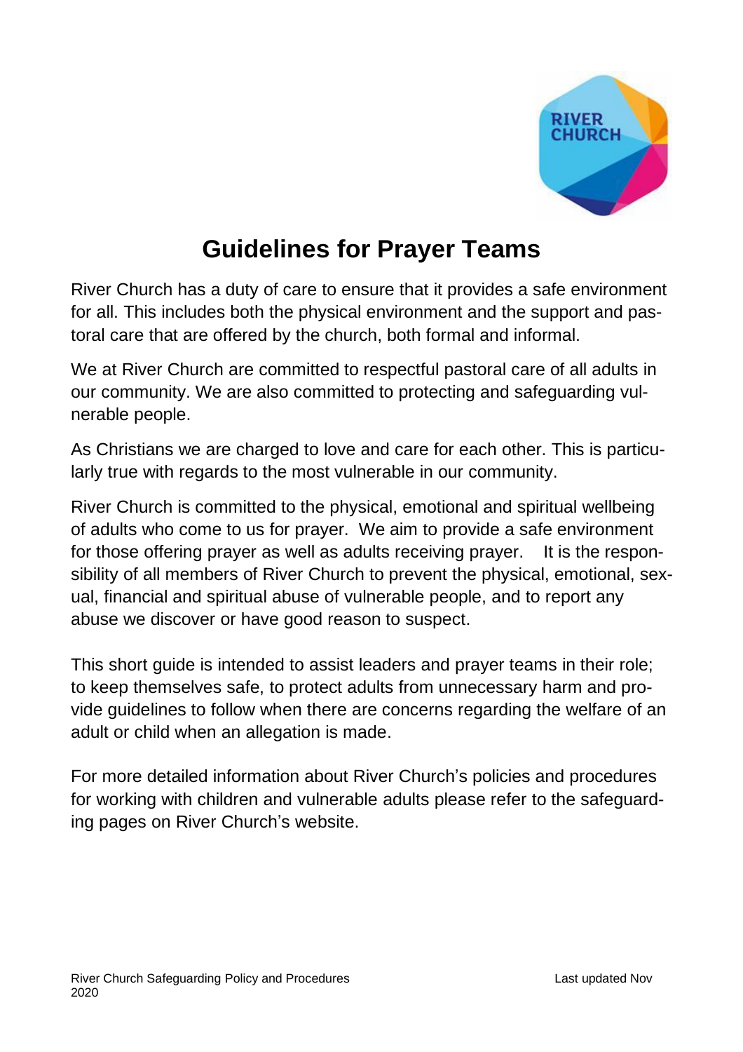# Guidelines for Prayer Teams

River Church has a duty of care to ensure that it provides a safe environment for all. This includes both the physical environment and the support and pastoral care that are offered by the church, both formal and informal.

We at River Church are committed to respectful pastoral care of all adults in our community. We are also committed to protecting and safeguarding vulnerable people.

As Christians we are charged to love and care for each other. This is particularly true with regards to the most vulnerable in our community.

River Church is committed to the physical, emotional and spiritual wellbeing of adults who come to us for prayer. We aim to provide a safe environment for those offering prayer as well as adults receiving prayer. It is the responsibility of all members of River Church to prevent the physical, emotional, sexual, financial and spiritual abuse of vulnerable people, and to report any abuse we discover or have good reason to suspect.

This short guide is intended to assist leaders and prayer teams in their role; to keep themselves safe, to protect adults from unnecessary harm and provide guidelines to follow when there are concerns regarding the welfare of an adult or child when an allegation is made.

For more detailed information about River Church's policies and procedures for working with children and vulnerable adults please refer to the safeguarding pages on River Church's website.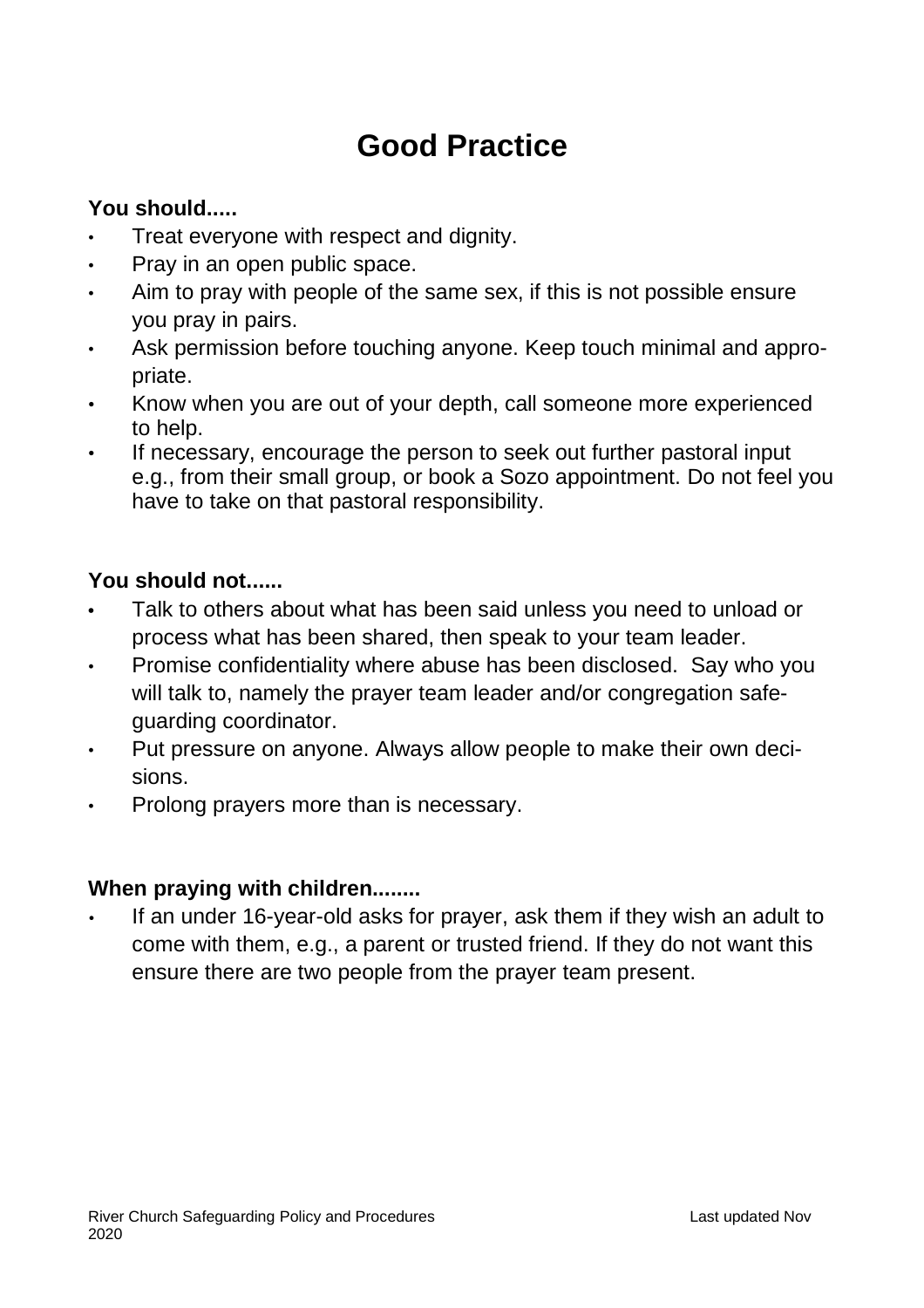# Good Practice

**You should.....**

- Treat everyone with respect and dignity.
- Pray in an open public space.
- Aim to pray with people of the same sex, if this is not possible ensure you pray in pairs.
- Ask permission before touching anyone. Keep touch minimal and appropriate.
- Know when you are out of your depth, call someone more experienced to help.
- If necessary, encourage the person to seek out further pastoral input e.g., from their small group, or book a Sozo appointment. Do not feel you have to take on that pastoral responsibility.

**You should not......**

- Talk to others about what has been said unless you need to unload or process what has been shared, then speak to your team leader.
- Promise confidentiality where abuse has been disclosed. Say who you will talk to, namely the prayer team leader and/or congregation safeguarding coordinator.
- Put pressure on anyone. Always allow people to make their own decisions.
- Prolong prayers more than is necessary.

**When praying with children........**

- If an under 16-year-old asks for prayer, ask them if they wish an adult to come with them, e.g., a parent or trusted friend. If they do not want this ensure there are two people from the prayer team present.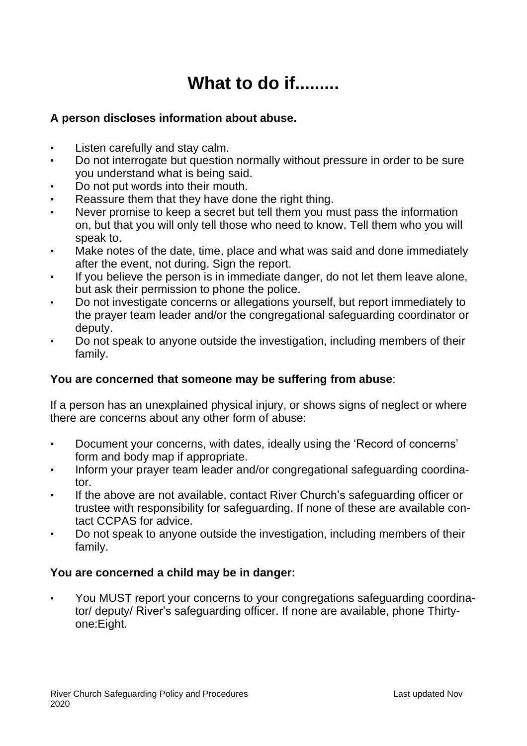# What to do if.........

**A person discloses information about abuse.**

- Listen carefully and stay calm.
- Do not interrogate but question normally without pressure in order to be sure you understand what is being said.
- Do not put words into their mouth.
- Reassure them that they have done the right thing.
- Never promise to keep a secret but tell them you must pass the information on, but that you will only tell those who need to know. Tell them who you will speak to.
- Make notes of the date, time, place and what was said and done immediately after the event, not during. Sign the report.
- If you believe the person is in immediate danger, do not let them leave alone, but ask their permission to phone the police.
- Do not investigate concerns or allegations yourself, but report immediately to the prayer team leader and/or the congregational safeguarding coordinator or deputy.
- Do not speak to anyone outside the investigation, including members of their family.

**You are concerned that someone may be suffering from abuse**:

If a person has an unexplained physical injury, or shows signs of neglect or where there are concerns about any other form of abuse:

- Document your concerns, with dates, ideally using the 'Record of concerns' form and body map if appropriate.
- Inform your prayer team leader and/or congregational safeguarding coordinator.
- If the above are not available, contact River Church's safeguarding officer or trustee with responsibility for safeguarding. If none of these are available contact CCPAS for advice.
- Do not speak to anyone outside the investigation, including members of their family.

**You are concerned a child may be in danger:**

- You MUST report your concerns to your congregations safeguarding coordinator/ deputy/ River's safeguarding officer. If none are available, phone Thirty-one:Eight.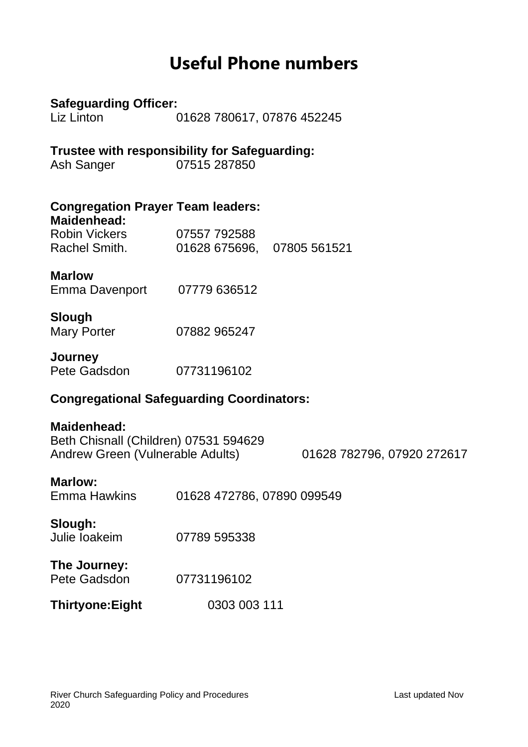# Useful Phone numbers

**Safeguarding Officer:**
Liz Linton 01628 780617, 07876 452245

**Trustee with responsibility for Safeguarding:**
Ash Sanger 07515 287850

**Congregation Prayer Team leaders:**

**Maidenhead:**
Robin Vickers 07557 792588
Rachel Smith. 01628 675696, 07805 561521

**Marlow**
Emma Davenport 07779 636512

**Slough**
Mary Porter 07882 965247

**Journey**
Pete Gadsdon 07731196102

**Congregational Safeguarding Coordinators:**

**Maidenhead:**
Beth Chisnall (Children) 07531 594629
Andrew Green (Vulnerable Adults) 01628 782796, 07920 272617

**Marlow:**
Emma Hawkins 01628 472786, 07890 099549

**Slough:**
Julie Ioakeim 07789 595338

**The Journey:**
Pete Gadsdon 07731196102

**Thirtyone:Eight** 0303 003 111